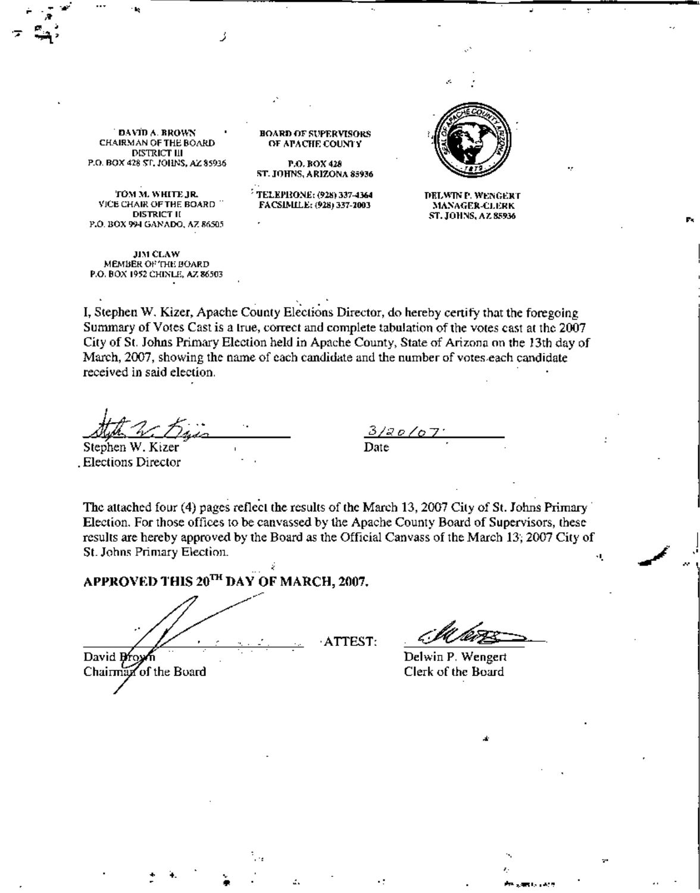DAVID A. BROWN
CHAIRMAN OF THE BOARD
DISTRICT III
P.O. BOX 428 ST. JOHNS, AZ 85936

TOM M. WHITE JR.
VICE CHAIR OF THE BOARD
DISTRICT II
P.O. BOX 994 GANADO, AZ 86505

JIM CLAW
MEMBER OF THE BOARD
P.O. BOX 1952 CHINLE, AZ 86503

BOARD OF SUPERVISORS
OF APACHE COUNTY

P.O. BOX 428
ST. JOHNS, ARIZONA 85936

TELEPHONE: (928) 337-4364
FACSIMILE: (928) 337-2003

DELWIN P. WENGERT
MANAGER-CLERK
ST. JOHNS, AZ 85936

I, Stephen W. Kizer, Apache County Elections Director, do hereby certify that the foregoing Summary of Votes Cast is a true, correct and complete tabulation of the votes cast at the 2007 City of St. Johns Primary Election held in Apache County, State of Arizona on the 13th day of March, 2007, showing the name of each candidate and the number of votes each candidate received in said election.

Stephen W. Kizer
Elections Director

3/20/07
Date

The attached four (4) pages reflect the results of the March 13, 2007 City of St. Johns Primary Election. For those offices to be canvassed by the Apache County Board of Supervisors, these results are hereby approved by the Board as the Official Canvass of the March 13, 2007 City of St. Johns Primary Election.

**APPROVED THIS 20TH DAY OF MARCH, 2007.**

David Brown
Chairman of the Board

ATTEST:

Delwin P. Wengert
Clerk of the Board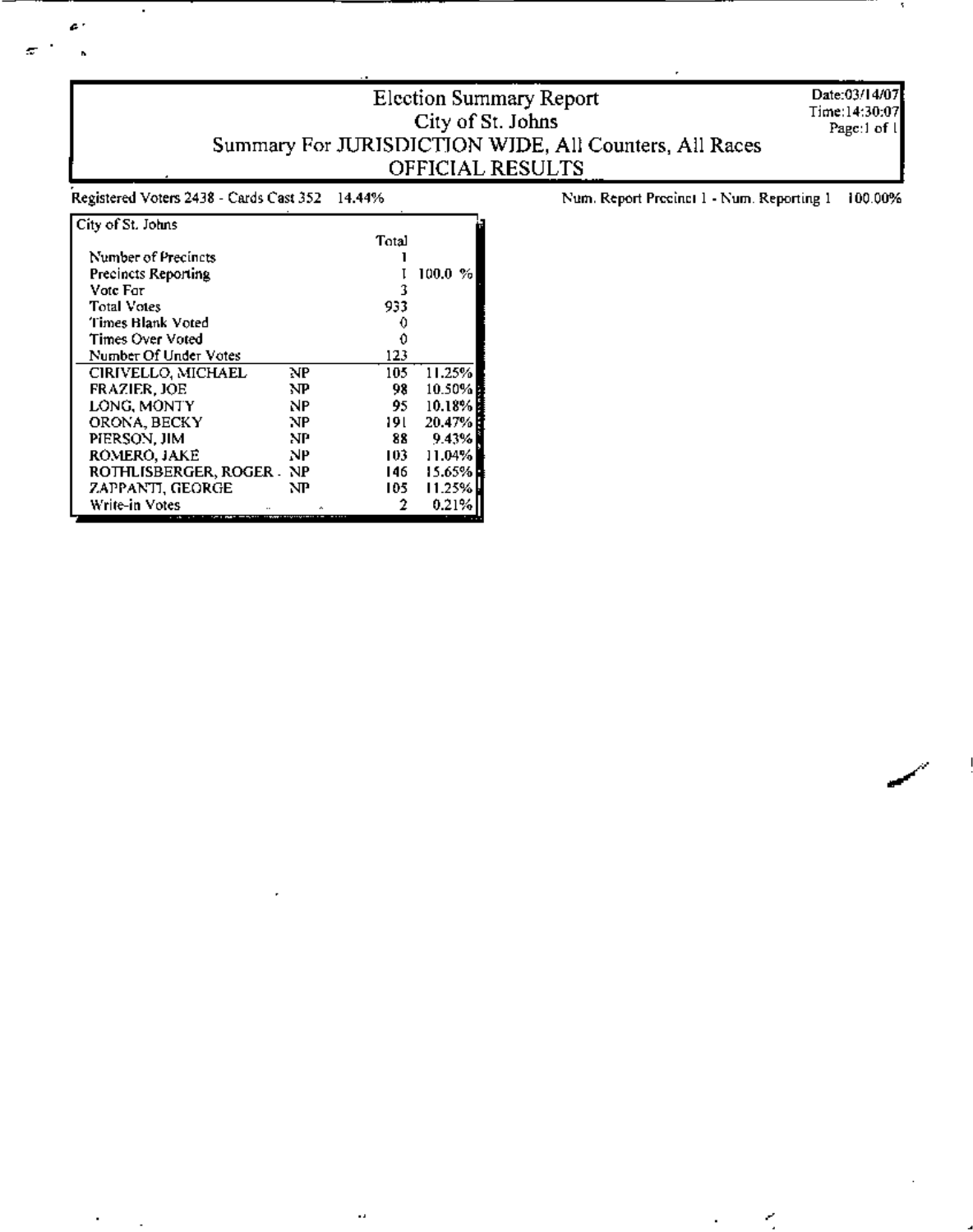# Election Summary Report

## City of St. Johns

### Summary For JURISDICTION WIDE, All Counters, All Races

### OFFICIAL RESULTS

Date:03/14/07
Time:14:30:07

Registered Voters 2438 - Cards Cast 352 14.44%

Num. Report Precinct 1 - Num. Reporting 1 100.00%

| City of St. Johns | | Total | |
|---|---|---|---|
| Number of Precincts | | 1 | |
| Precincts Reporting | | 1 | 100.0 % |
| Vote For | | 3 | |
| Total Votes | | 933 | |
| Times Blank Voted | | 0 | |
| Times Over Voted | | 0 | |
| Number Of Under Votes | | 123 | |
| CIRIVELLO, MICHAEL | NP | 105 | 11.25% |
| FRAZIER, JOE | NP | 98 | 10.50% |
| LONG, MONTY | NP | 95 | 10.18% |
| ORONA, BECKY | NP | 191 | 20.47% |
| PIERSON, JIM | NP | 88 | 9.43% |
| ROMERO, JAKE | NP | 103 | 11.04% |
| ROTHLISBERGER, ROGER . | NP | 146 | 15.65% |
| ZAPPANTI, GEORGE | NP | 105 | 11.25% |
| Write-in Votes | | 2 | 0.21% |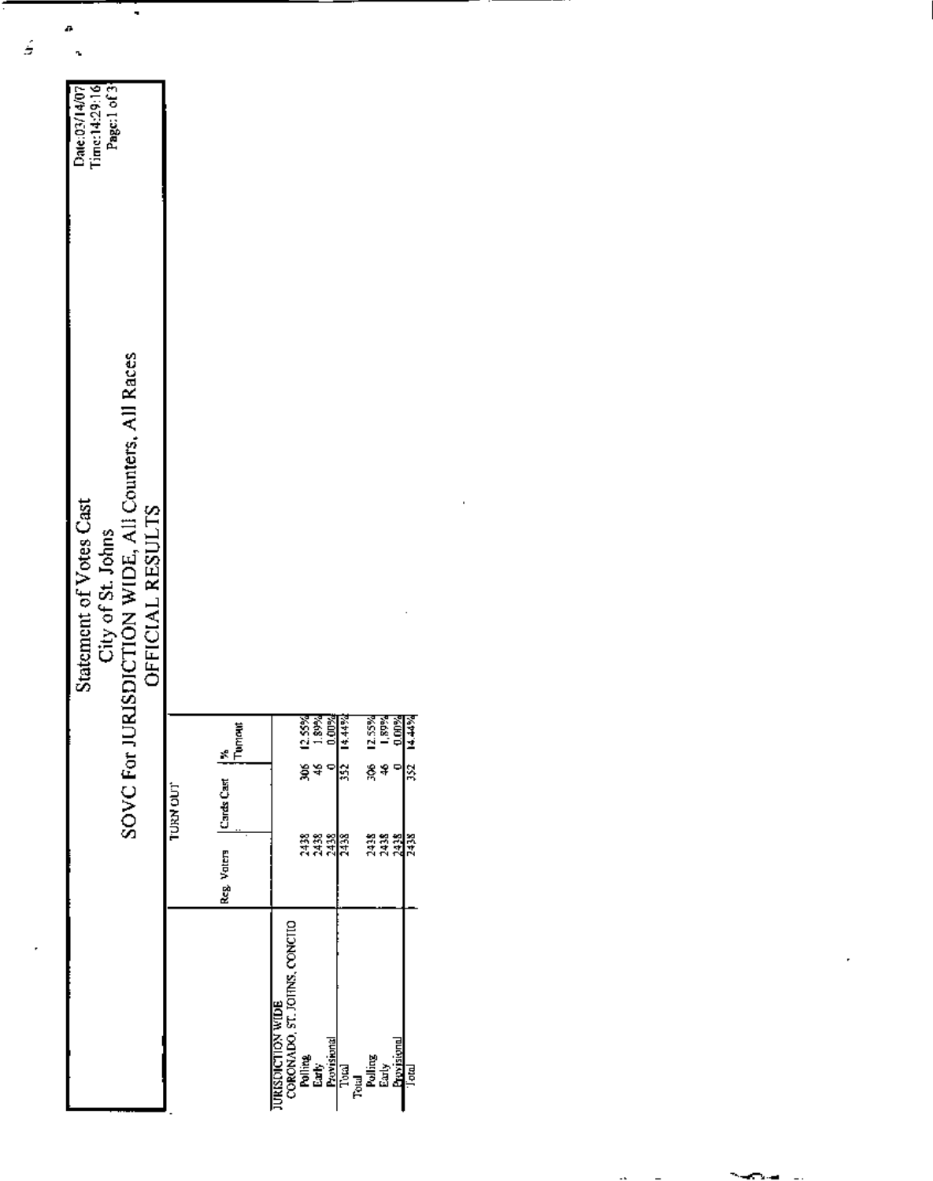# Statement of Votes Cast

## City of St. Johns

## SOVC For JURISDICTION WIDE, All Counters, All Races

## OFFICIAL RESULTS

Date:03/14/07
Time:14:29:16

| | TURN OUT | | |
|---|---|---|---|
| | Reg. Voters | Cards Cast | % Turnout |
| **JURISDICTION WIDE** | | | |
| CORONADO, ST. JOHNS, CONCHO | | | |
| Polling | 2438 | 306 | 12.55% |
| Early | 2438 | 46 | 1.89% |
| Provisional | 2438 | 0 | 0.00% |
| Total | 2438 | 352 | 14.44% |
| **Total** | | | |
| Polling | 2438 | 306 | 12.55% |
| Early | 2438 | 46 | 1.89% |
| Provisional | 2438 | 0 | 0.00% |
| Total | 2438 | 352 | 14.44% |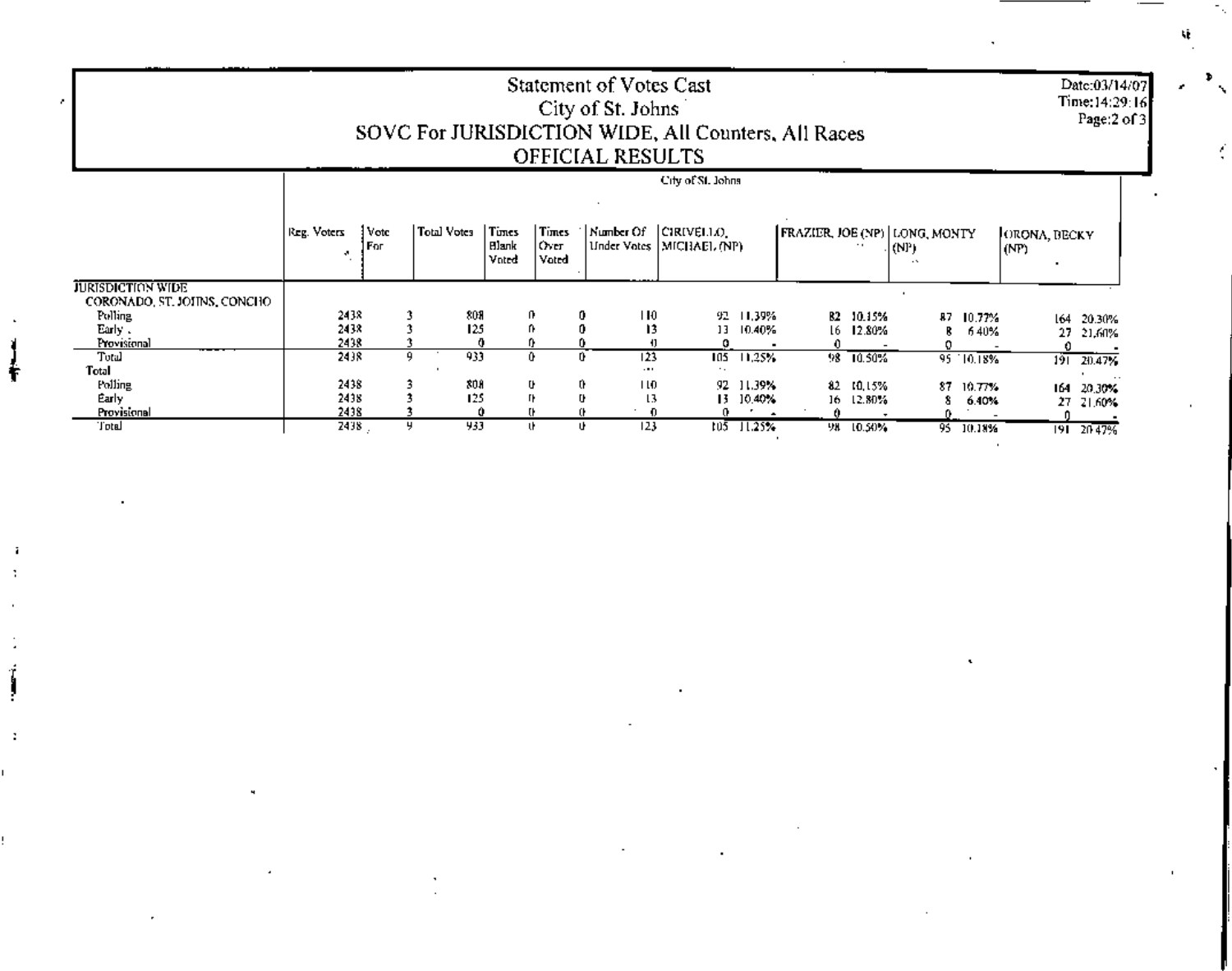# Statement of Votes Cast

## City of St. Johns

## SOVC For JURISDICTION WIDE, All Counters, All Races

## OFFICIAL RESULTS

Date:03/14/07
Time:14:29:16

City of St. Johns

| | Reg. Voters | Vote For | Total Votes | Times Blank Voted | Times Over Voted | Number Of Under Votes | CIRIVELLO, MICHAEL (NP) | | FRAZIER, JOE (NP) | | LONG, MONTY (NP) | | ORONA, BECKY (NP) | |
|---|---|---|---|---|---|---|---|---|---|---|---|---|---|---|
| **JURISDICTION WIDE** | | | | | | | | | | | | | | |
| CORONADO, ST. JOHNS, CONCHO | | | | | | | | | | | | | | |
| Polling | 2438 | 3 | 808 | 0 | 0 | 110 | 92 | 11.39% | 82 | 10.15% | 87 | 10.77% | 164 | 20.30% |
| Early | 2438 | 3 | 125 | 0 | 0 | 13 | 13 | 10.40% | 16 | 12.80% | 8 | 6.40% | 27 | 21.60% |
| Provisional | 2438 | 3 | 0 | 0 | 0 | 0 | 0 | - | 0 | - | 0 | - | 0 | - |
| Total | 2438 | 9 | 933 | 0 | 0 | 123 | 105 | 11.25% | 98 | 10.50% | 95 | 10.18% | 191 | 20.47% |
| **Total** | | | | | | | | | | | | | | |
| Polling | 2438 | 3 | 808 | 0 | 0 | 110 | 92 | 11.39% | 82 | 10.15% | 87 | 10.77% | 164 | 20.30% |
| Early | 2438 | 3 | 125 | 0 | 0 | 13 | 13 | 10.40% | 16 | 12.80% | 8 | 6.40% | 27 | 21.60% |
| Provisional | 2438 | 3 | 0 | 0 | 0 | 0 | 0 | - | 0 | - | 0 | - | 0 | - |
| Total | 2438 | 9 | 933 | 0 | 0 | 123 | 105 | 11.25% | 98 | 10.50% | 95 | 10.18% | 191 | 20.47% |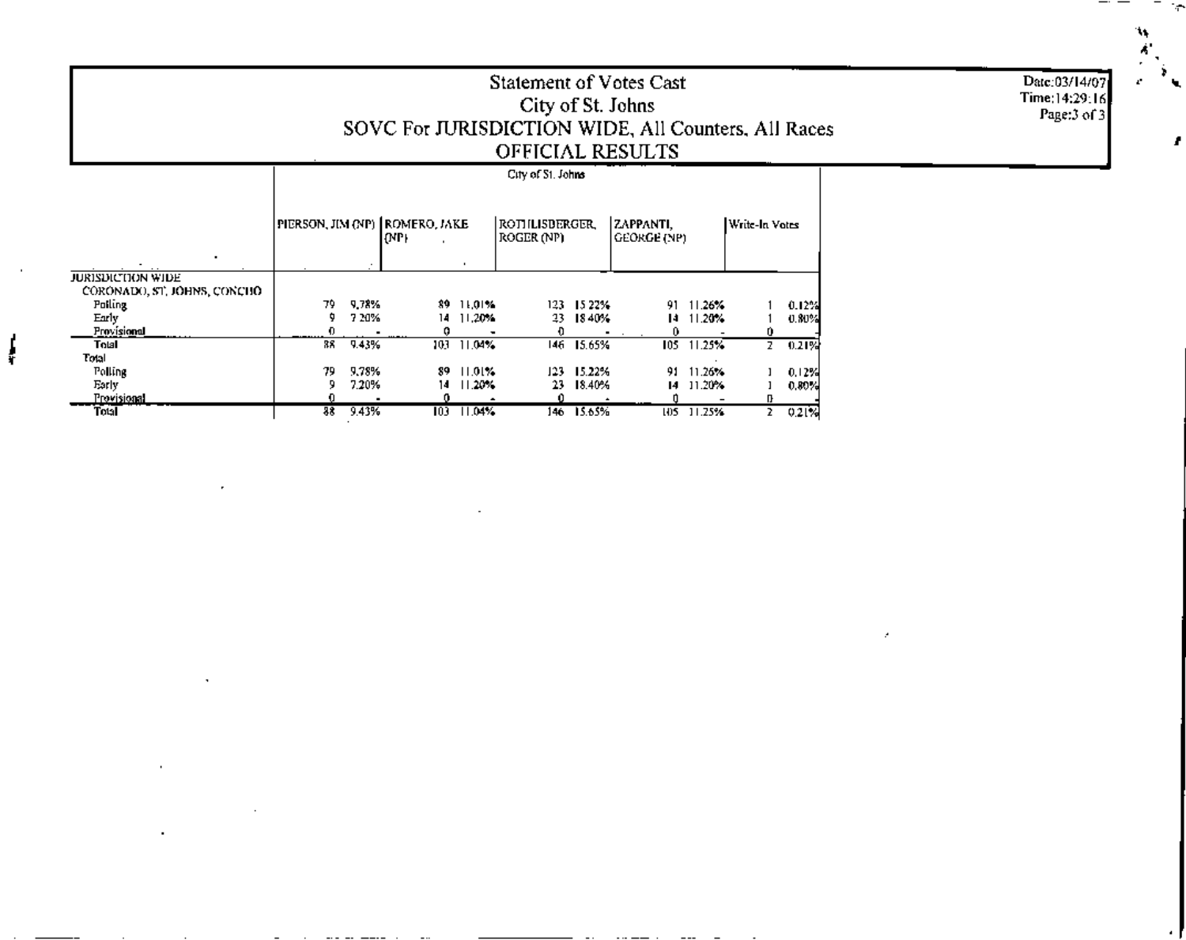# Statement of Votes Cast
## City of St. Johns
## SOVC For JURISDICTION WIDE, All Counters, All Races
## OFFICIAL RESULTS

Date:03/14/07
Time:14:29:16

| | City of St. Johns | | | | | | | | | |
|---|---|---|---|---|---|---|---|---|---|---|
| | PIERSON, JIM (NP) | | ROMERO, JAKE (NP) | | ROTHLISBERGER, ROGER (NP) | | ZAPPANTI, GEORGE (NP) | | Write-In Votes | |
| **JURISDICTION WIDE** | | | | | | | | | | |
| CORONADO, ST. JOHNS, CONCHO | | | | | | | | | | |
| Polling | 79 | 9.78% | 89 | 11.01% | 123 | 15.22% | 91 | 11.26% | 1 | 0.12% |
| Early | 9 | 7.20% | 14 | 11.20% | 23 | 18.40% | 14 | 11.20% | 1 | 0.80% |
| Provisional | 0 | - | 0 | - | 0 | - | 0 | - | 0 | - |
| Total | 88 | 9.43% | 103 | 11.04% | 146 | 15.65% | 105 | 11.25% | 2 | 0.21% |
| Total | | | | | | | | | | |
| Polling | 79 | 9.78% | 89 | 11.01% | 123 | 15.22% | 91 | 11.26% | 1 | 0.12% |
| Early | 9 | 7.20% | 14 | 11.20% | 23 | 18.40% | 14 | 11.20% | 1 | 0.80% |
| Provisional | 0 | - | 0 | - | 0 | - | 0 | - | 0 | - |
| Total | 88 | 9.43% | 103 | 11.04% | 146 | 15.65% | 105 | 11.25% | 2 | 0.21% |